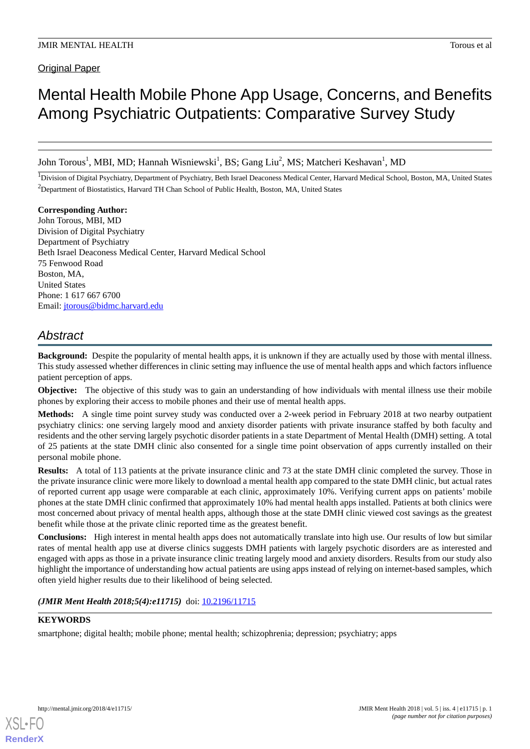Original Paper

# Mental Health Mobile Phone App Usage, Concerns, and Benefits Among Psychiatric Outpatients: Comparative Survey Study

John Torous[1], MBI, MD; Hannah Wisniewski[1], BS; Gang Liu[2], MS; Matcheri Keshavan[1], MD

[1]Division of Digital Psychiatry, Department of Psychiatry, Beth Israel Deaconess Medical Center, Harvard Medical School, Boston, MA, United States
[2]Department of Biostatistics, Harvard TH Chan School of Public Health, Boston, MA, United States

**Corresponding Author:**
John Torous, MBI, MD
Division of Digital Psychiatry
Department of Psychiatry
Beth Israel Deaconess Medical Center, Harvard Medical School
75 Fenwood Road
Boston, MA,
United States
Phone: 1 617 667 6700
Email: jtorous@bidmc.harvard.edu

## Abstract

**Background:** Despite the popularity of mental health apps, it is unknown if they are actually used by those with mental illness. This study assessed whether differences in clinic setting may influence the use of mental health apps and which factors influence patient perception of apps.

**Objective:** The objective of this study was to gain an understanding of how individuals with mental illness use their mobile phones by exploring their access to mobile phones and their use of mental health apps.

**Methods:** A single time point survey study was conducted over a 2-week period in February 2018 at two nearby outpatient psychiatry clinics: one serving largely mood and anxiety disorder patients with private insurance staffed by both faculty and residents and the other serving largely psychotic disorder patients in a state Department of Mental Health (DMH) setting. A total of 25 patients at the state DMH clinic also consented for a single time point observation of apps currently installed on their personal mobile phone.

**Results:** A total of 113 patients at the private insurance clinic and 73 at the state DMH clinic completed the survey. Those in the private insurance clinic were more likely to download a mental health app compared to the state DMH clinic, but actual rates of reported current app usage were comparable at each clinic, approximately 10%. Verifying current apps on patients' mobile phones at the state DMH clinic confirmed that approximately 10% had mental health apps installed. Patients at both clinics were most concerned about privacy of mental health apps, although those at the state DMH clinic viewed cost savings as the greatest benefit while those at the private clinic reported time as the greatest benefit.

**Conclusions:** High interest in mental health apps does not automatically translate into high use. Our results of low but similar rates of mental health app use at diverse clinics suggests DMH patients with largely psychotic disorders are as interested and engaged with apps as those in a private insurance clinic treating largely mood and anxiety disorders. Results from our study also highlight the importance of understanding how actual patients are using apps instead of relying on internet-based samples, which often yield higher results due to their likelihood of being selected.

***(JMIR Ment Health 2018;5(4):e11715)*** doi: 10.2196/11715

**KEYWORDS**

smartphone; digital health; mobile phone; mental health; schizophrenia; depression; psychiatry; apps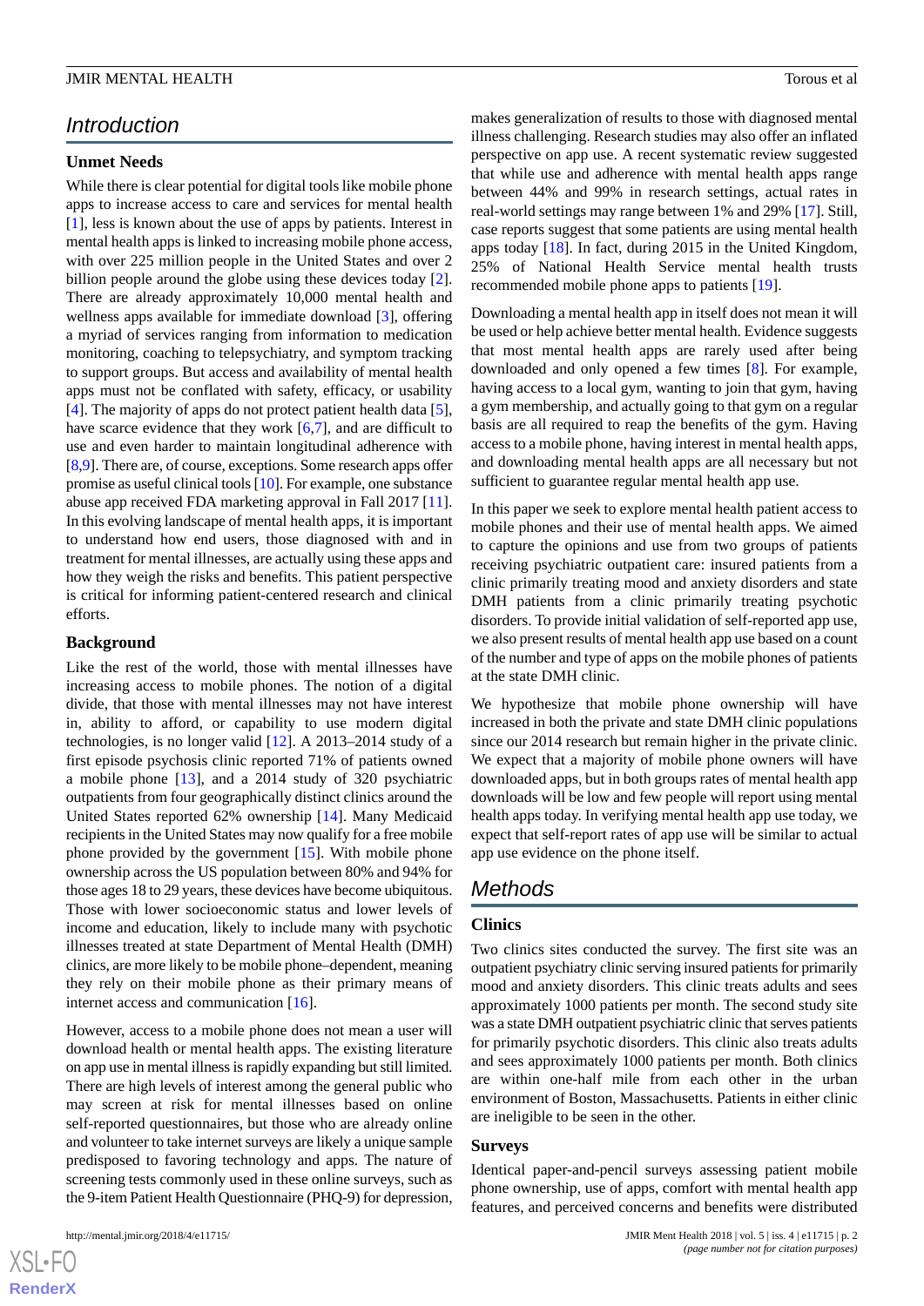## Introduction

### Unmet Needs

While there is clear potential for digital tools like mobile phone apps to increase access to care and services for mental health [1], less is known about the use of apps by patients. Interest in mental health apps is linked to increasing mobile phone access, with over 225 million people in the United States and over 2 billion people around the globe using these devices today [2]. There are already approximately 10,000 mental health and wellness apps available for immediate download [3], offering a myriad of services ranging from information to medication monitoring, coaching to telepsychiatry, and symptom tracking to support groups. But access and availability of mental health apps must not be conflated with safety, efficacy, or usability [4]. The majority of apps do not protect patient health data [5], have scarce evidence that they work [6,7], and are difficult to use and even harder to maintain longitudinal adherence with [8,9]. There are, of course, exceptions. Some research apps offer promise as useful clinical tools [10]. For example, one substance abuse app received FDA marketing approval in Fall 2017 [11]. In this evolving landscape of mental health apps, it is important to understand how end users, those diagnosed with and in treatment for mental illnesses, are actually using these apps and how they weigh the risks and benefits. This patient perspective is critical for informing patient-centered research and clinical efforts.

### Background

Like the rest of the world, those with mental illnesses have increasing access to mobile phones. The notion of a digital divide, that those with mental illnesses may not have interest in, ability to afford, or capability to use modern digital technologies, is no longer valid [12]. A 2013–2014 study of a first episode psychosis clinic reported 71% of patients owned a mobile phone [13], and a 2014 study of 320 psychiatric outpatients from four geographically distinct clinics around the United States reported 62% ownership [14]. Many Medicaid recipients in the United States may now qualify for a free mobile phone provided by the government [15]. With mobile phone ownership across the US population between 80% and 94% for those ages 18 to 29 years, these devices have become ubiquitous. Those with lower socioeconomic status and lower levels of income and education, likely to include many with psychotic illnesses treated at state Department of Mental Health (DMH) clinics, are more likely to be mobile phone–dependent, meaning they rely on their mobile phone as their primary means of internet access and communication [16].

However, access to a mobile phone does not mean a user will download health or mental health apps. The existing literature on app use in mental illness is rapidly expanding but still limited. There are high levels of interest among the general public who may screen at risk for mental illnesses based on online self-reported questionnaires, but those who are already online and volunteer to take internet surveys are likely a unique sample predisposed to favoring technology and apps. The nature of screening tests commonly used in these online surveys, such as the 9-item Patient Health Questionnaire (PHQ-9) for depression, makes generalization of results to those with diagnosed mental illness challenging. Research studies may also offer an inflated perspective on app use. A recent systematic review suggested that while use and adherence with mental health apps range between 44% and 99% in research settings, actual rates in real-world settings may range between 1% and 29% [17]. Still, case reports suggest that some patients are using mental health apps today [18]. In fact, during 2015 in the United Kingdom, 25% of National Health Service mental health trusts recommended mobile phone apps to patients [19].

Downloading a mental health app in itself does not mean it will be used or help achieve better mental health. Evidence suggests that most mental health apps are rarely used after being downloaded and only opened a few times [8]. For example, having access to a local gym, wanting to join that gym, having a gym membership, and actually going to that gym on a regular basis are all required to reap the benefits of the gym. Having access to a mobile phone, having interest in mental health apps, and downloading mental health apps are all necessary but not sufficient to guarantee regular mental health app use.

In this paper we seek to explore mental health patient access to mobile phones and their use of mental health apps. We aimed to capture the opinions and use from two groups of patients receiving psychiatric outpatient care: insured patients from a clinic primarily treating mood and anxiety disorders and state DMH patients from a clinic primarily treating psychotic disorders. To provide initial validation of self-reported app use, we also present results of mental health app use based on a count of the number and type of apps on the mobile phones of patients at the state DMH clinic.

We hypothesize that mobile phone ownership will have increased in both the private and state DMH clinic populations since our 2014 research but remain higher in the private clinic. We expect that a majority of mobile phone owners will have downloaded apps, but in both groups rates of mental health app downloads will be low and few people will report using mental health apps today. In verifying mental health app use today, we expect that self-report rates of app use will be similar to actual app use evidence on the phone itself.

## Methods

### Clinics

Two clinics sites conducted the survey. The first site was an outpatient psychiatry clinic serving insured patients for primarily mood and anxiety disorders. This clinic treats adults and sees approximately 1000 patients per month. The second study site was a state DMH outpatient psychiatric clinic that serves patients for primarily psychotic disorders. This clinic also treats adults and sees approximately 1000 patients per month. Both clinics are within one-half mile from each other in the urban environment of Boston, Massachusetts. Patients in either clinic are ineligible to be seen in the other.

### Surveys

Identical paper-and-pencil surveys assessing patient mobile phone ownership, use of apps, comfort with mental health app features, and perceived concerns and benefits were distributed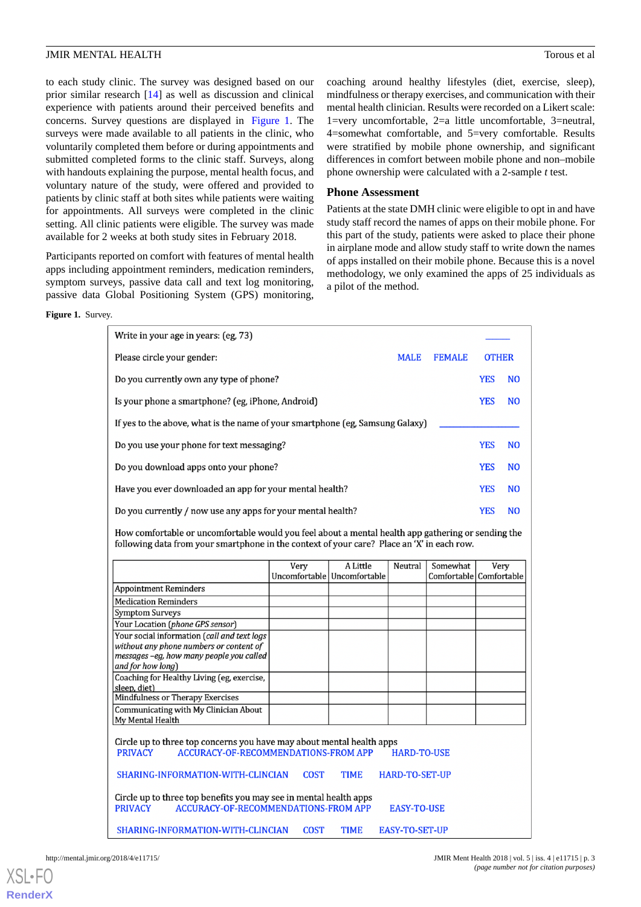to each study clinic. The survey was designed based on our prior similar research [14] as well as discussion and clinical experience with patients around their perceived benefits and concerns. Survey questions are displayed in Figure 1. The surveys were made available to all patients in the clinic, who voluntarily completed them before or during appointments and submitted completed forms to the clinic staff. Surveys, along with handouts explaining the purpose, mental health focus, and voluntary nature of the study, were offered and provided to patients by clinic staff at both sites while patients were waiting for appointments. All surveys were completed in the clinic setting. All clinic patients were eligible. The survey was made available for 2 weeks at both study sites in February 2018.

Participants reported on comfort with features of mental health apps including appointment reminders, medication reminders, symptom surveys, passive data call and text log monitoring, passive data Global Positioning System (GPS) monitoring, coaching around healthy lifestyles (diet, exercise, sleep), mindfulness or therapy exercises, and communication with their mental health clinician. Results were recorded on a Likert scale: 1=very uncomfortable, 2=a little uncomfortable, 3=neutral, 4=somewhat comfortable, and 5=very comfortable. Results were stratified by mobile phone ownership, and significant differences in comfort between mobile phone and non–mobile phone ownership were calculated with a 2-sample *t* test.

### Phone Assessment

Patients at the state DMH clinic were eligible to opt in and have study staff record the names of apps on their mobile phone. For this part of the study, patients were asked to place their phone in airplane mode and allow study staff to write down the names of apps installed on their mobile phone. Because this is a novel methodology, we only examined the apps of 25 individuals as a pilot of the method.

**Figure 1.** Survey.

Write in your age in years: (eg, 73) \_\_\_\_\_

Please circle your gender: MALE FEMALE OTHER

Do you currently own any type of phone? YES NO

Is your phone a smartphone? (eg, iPhone, Android) YES NO

If yes to the above, what is the name of your smartphone (eg, Samsung Galaxy) \_\_\_\_\_

Do you use your phone for text messaging? YES NO

Do you download apps onto your phone? YES NO

Have you ever downloaded an app for your mental health? YES NO

Do you currently / now use any apps for your mental health? YES NO

How comfortable or uncomfortable would you feel about a mental health app gathering or sending the following data from your smartphone in the context of your care? Place an 'X' in each row.

| | Very Uncomfortable | A Little Uncomfortable | Neutral | Somewhat Comfortable | Very Comfortable |
|---|---|---|---|---|---|
| Appointment Reminders | | | | | |
| Medication Reminders | | | | | |
| Symptom Surveys | | | | | |
| Your Location (*phone GPS sensor*) | | | | | |
| Your social information (*call and text logs without any phone numbers or content of messages –eg, how many people you called and for how long*) | | | | | |
| Coaching for Healthy Living (eg, exercise, sleep, diet) | | | | | |
| Mindfulness or Therapy Exercises | | | | | |
| Communicating with My Clinician About My Mental Health | | | | | |

Circle up to three top concerns you have may about mental health apps
PRIVACY ACCURACY-OF-RECOMMENDATIONS-FROM APP HARD-TO-USE
SHARING-INFORMATION-WITH-CLINCIAN COST TIME HARD-TO-SET-UP

Circle up to three top benefits you may see in mental health apps
PRIVACY ACCURACY-OF-RECOMMENDATIONS-FROM APP EASY-TO-USE
SHARING-INFORMATION-WITH-CLINCIAN COST TIME EASY-TO-SET-UP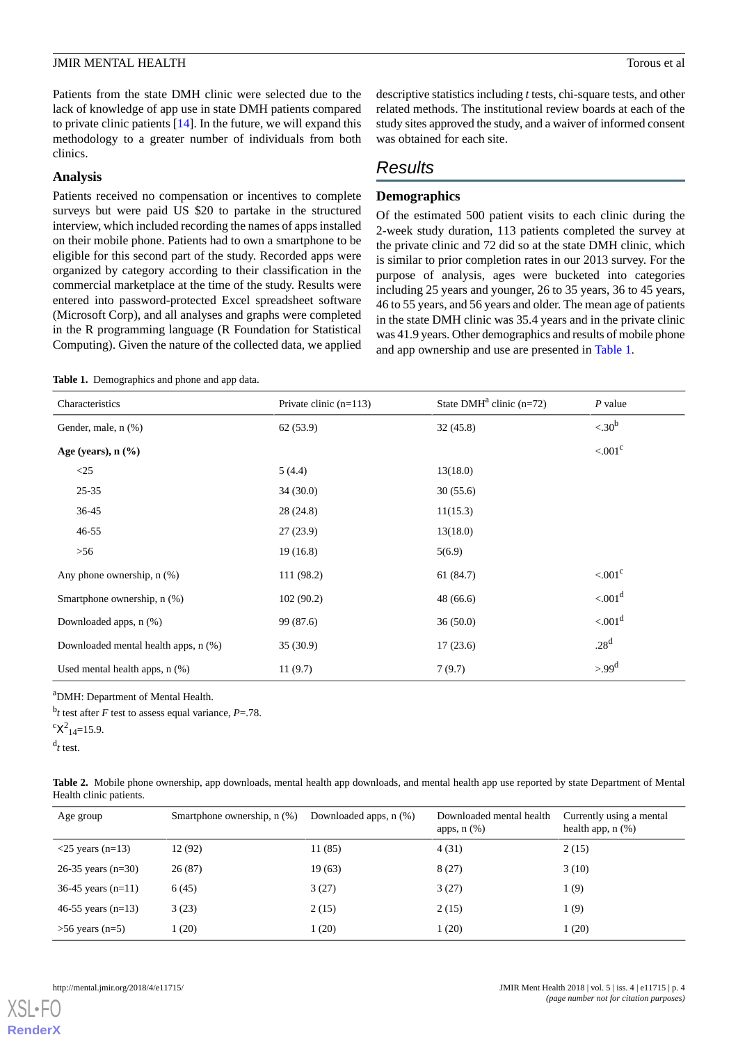Patients from the state DMH clinic were selected due to the lack of knowledge of app use in state DMH patients compared to private clinic patients [14]. In the future, we will expand this methodology to a greater number of individuals from both clinics.

### Analysis

Patients received no compensation or incentives to complete surveys but were paid US $20 to partake in the structured interview, which included recording the names of apps installed on their mobile phone. Patients had to own a smartphone to be eligible for this second part of the study. Recorded apps were organized by category according to their classification in the commercial marketplace at the time of the study. Results were entered into password-protected Excel spreadsheet software (Microsoft Corp), and all analyses and graphs were completed in the R programming language (R Foundation for Statistical Computing). Given the nature of the collected data, we applied descriptive statistics including *t* tests, chi-square tests, and other related methods. The institutional review boards at each of the study sites approved the study, and a waiver of informed consent was obtained for each site.

## Results

### Demographics

Of the estimated 500 patient visits to each clinic during the 2-week study duration, 113 patients completed the survey at the private clinic and 72 did so at the state DMH clinic, which is similar to prior completion rates in our 2013 survey. For the purpose of analysis, ages were bucketed into categories including 25 years and younger, 26 to 35 years, 36 to 45 years, 46 to 55 years, and 56 years and older. The mean age of patients in the state DMH clinic was 35.4 years and in the private clinic was 41.9 years. Other demographics and results of mobile phone and app ownership and use are presented in Table 1.

**Table 1.** Demographics and phone and app data.

| Characteristics | Private clinic (n=113) | State DMH[a] clinic (n=72) | *P* value |
|---|---|---|---|
| Gender, male, n (%) | 62 (53.9) | 32 (45.8) | <.30[b] |
| **Age (years), n (%)** | | | <.001[c] |
| <25 | 5 (4.4) | 13(18.0) | |
| 25-35 | 34 (30.0) | 30 (55.6) | |
| 36-45 | 28 (24.8) | 11(15.3) | |
| 46-55 | 27 (23.9) | 13(18.0) | |
| >56 | 19 (16.8) | 5(6.9) | |
| Any phone ownership, n (%) | 111 (98.2) | 61 (84.7) | <.001[c] |
| Smartphone ownership, n (%) | 102 (90.2) | 48 (66.6) | <.001[d] |
| Downloaded apps, n (%) | 99 (87.6) | 36 (50.0) | <.001[d] |
| Downloaded mental health apps, n (%) | 35 (30.9) | 17 (23.6) | .28[d] |
| Used mental health apps, n (%) | 11 (9.7) | 7 (9.7) | >.99[d] |

[a]DMH: Department of Mental Health.

[b]*t* test after *F* test to assess equal variance, *P*=.78.

[c]$\chi^2_{14}$=15.9.

[d]*t* test.

**Table 2.** Mobile phone ownership, app downloads, mental health app downloads, and mental health app use reported by state Department of Mental Health clinic patients.

| Age group | Smartphone ownership, n (%) | Downloaded apps, n (%) | Downloaded mental health apps, n (%) | Currently using a mental health app, n (%) |
|---|---|---|---|---|
| <25 years (n=13) | 12 (92) | 11 (85) | 4 (31) | 2 (15) |
| 26-35 years (n=30) | 26 (87) | 19 (63) | 8 (27) | 3 (10) |
| 36-45 years (n=11) | 6 (45) | 3 (27) | 3 (27) | 1 (9) |
| 46-55 years (n=13) | 3 (23) | 2 (15) | 2 (15) | 1 (9) |
| >56 years (n=5) | 1 (20) | 1 (20) | 1 (20) | 1 (20) |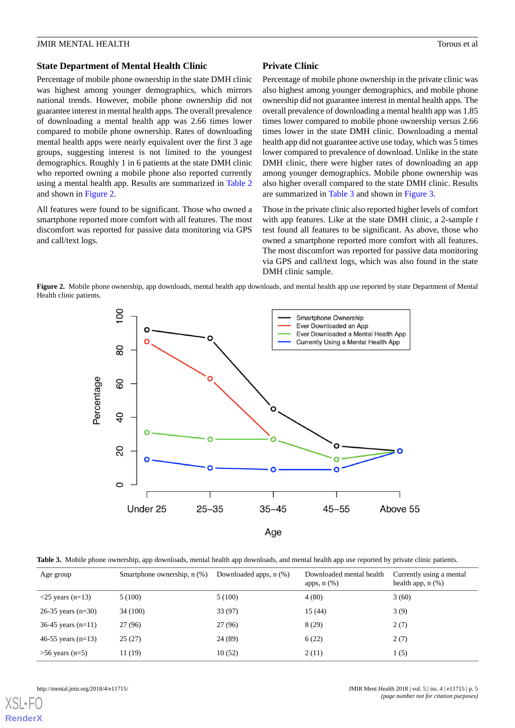### State Department of Mental Health Clinic

Percentage of mobile phone ownership in the state DMH clinic was highest among younger demographics, which mirrors national trends. However, mobile phone ownership did not guarantee interest in mental health apps. The overall prevalence of downloading a mental health app was 2.66 times lower compared to mobile phone ownership. Rates of downloading mental health apps were nearly equivalent over the first 3 age groups, suggesting interest is not limited to the youngest demographics. Roughly 1 in 6 patients at the state DMH clinic who reported owning a mobile phone also reported currently using a mental health app. Results are summarized in Table 2 and shown in Figure 2.

All features were found to be significant. Those who owned a smartphone reported more comfort with all features. The most discomfort was reported for passive data monitoring via GPS and call/text logs.

### Private Clinic

Percentage of mobile phone ownership in the private clinic was also highest among younger demographics, and mobile phone ownership did not guarantee interest in mental health apps. The overall prevalence of downloading a mental health app was 1.85 times lower compared to mobile phone ownership versus 2.66 times lower in the state DMH clinic. Downloading a mental health app did not guarantee active use today, which was 5 times lower compared to prevalence of download. Unlike in the state DMH clinic, there were higher rates of downloading an app among younger demographics. Mobile phone ownership was also higher overall compared to the state DMH clinic. Results are summarized in Table 3 and shown in Figure 3.

Those in the private clinic also reported higher levels of comfort with app features. Like at the state DMH clinic, a 2-sample *t* test found all features to be significant. As above, those who owned a smartphone reported more comfort with all features. The most discomfort was reported for passive data monitoring via GPS and call/text logs, which was also found in the state DMH clinic sample.

**Figure 2.** Mobile phone ownership, app downloads, mental health app downloads, and mental health app use reported by state Department of Mental Health clinic patients.

**Table 3.** Mobile phone ownership, app downloads, mental health app downloads, and mental health app use reported by private clinic patients.

| Age group | Smartphone ownership, n (%) | Downloaded apps, n (%) | Downloaded mental health apps, n (%) | Currently using a mental health app, n (%) |
|---|---|---|---|---|
| <25 years (n=13) | 5 (100) | 5 (100) | 4 (80) | 3 (60) |
| 26-35 years (n=30) | 34 (100) | 33 (97) | 15 (44) | 3 (9) |
| 36-45 years (n=11) | 27 (96) | 27 (96) | 8 (29) | 2 (7) |
| 46-55 years (n=13) | 25 (27) | 24 (89) | 6 (22) | 2 (7) |
| >56 years (n=5) | 11 (19) | 10 (52) | 2 (11) | 1 (5) |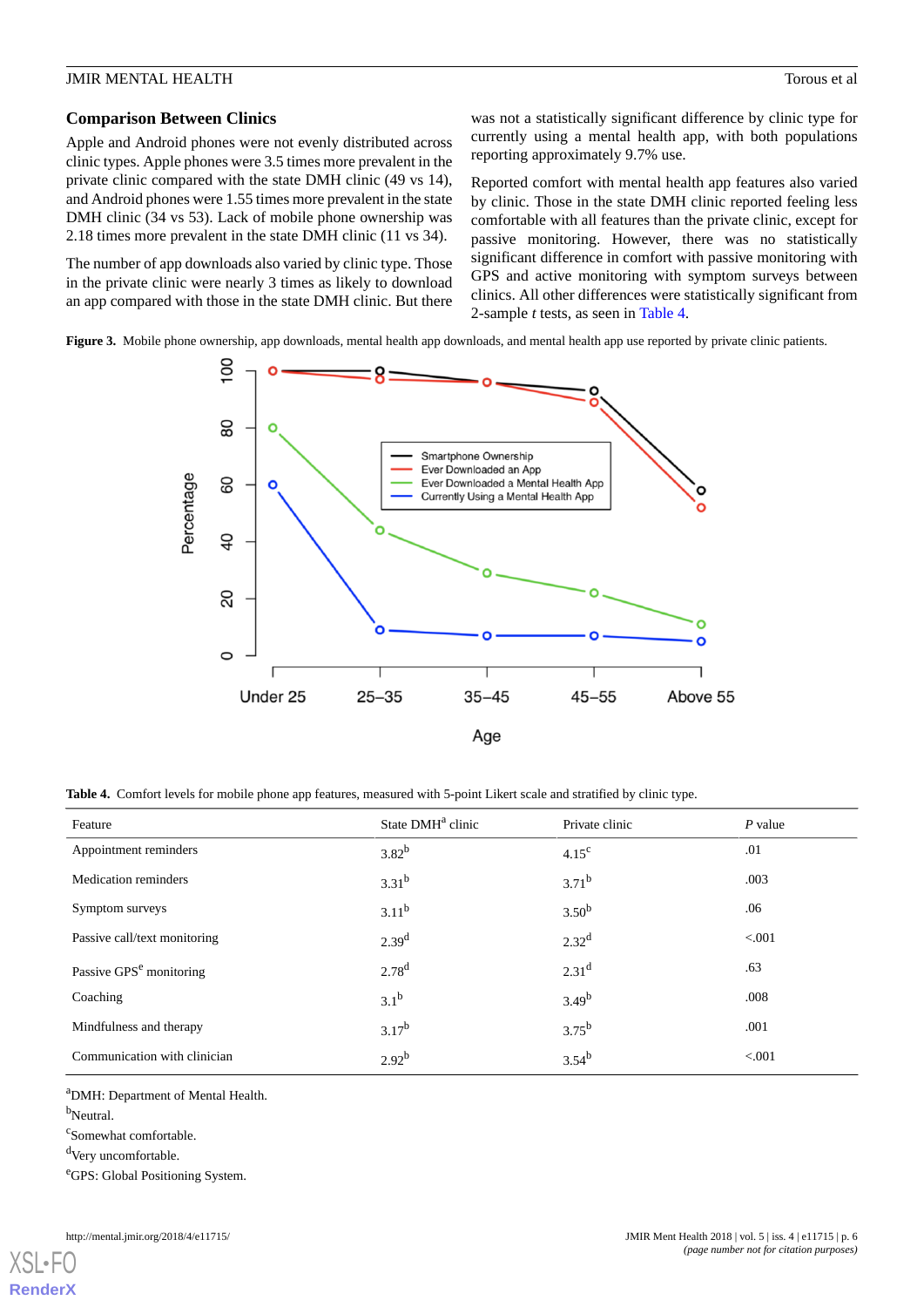## Comparison Between Clinics

Apple and Android phones were not evenly distributed across clinic types. Apple phones were 3.5 times more prevalent in the private clinic compared with the state DMH clinic (49 vs 14), and Android phones were 1.55 times more prevalent in the state DMH clinic (34 vs 53). Lack of mobile phone ownership was 2.18 times more prevalent in the state DMH clinic (11 vs 34).

The number of app downloads also varied by clinic type. Those in the private clinic were nearly 3 times as likely to download an app compared with those in the state DMH clinic. But there was not a statistically significant difference by clinic type for currently using a mental health app, with both populations reporting approximately 9.7% use.

Reported comfort with mental health app features also varied by clinic. Those in the state DMH clinic reported feeling less comfortable with all features than the private clinic, except for passive monitoring. However, there was no statistically significant difference in comfort with passive monitoring with GPS and active monitoring with symptom surveys between clinics. All other differences were statistically significant from 2-sample *t* tests, as seen in Table 4.

**Figure 3.** Mobile phone ownership, app downloads, mental health app downloads, and mental health app use reported by private clinic patients.

**Table 4.** Comfort levels for mobile phone app features, measured with 5-point Likert scale and stratified by clinic type.

| Feature | State DMH[a] clinic | Private clinic | *P* value |
|---|---|---|---|
| Appointment reminders | 3.82[b] | 4.15[c] | .01 |
| Medication reminders | 3.31[b] | 3.71[b] | .003 |
| Symptom surveys | 3.11[b] | 3.50[b] | .06 |
| Passive call/text monitoring | 2.39[d] | 2.32[d] | <.001 |
| Passive GPS[e] monitoring | 2.78[d] | 2.31[d] | .63 |
| Coaching | 3.1[b] | 3.49[b] | .008 |
| Mindfulness and therapy | 3.17[b] | 3.75[b] | .001 |
| Communication with clinician | 2.92[b] | 3.54[b] | <.001 |

[a]DMH: Department of Mental Health.

[b]Neutral.

[c]Somewhat comfortable.

[d]Very uncomfortable.

[e]GPS: Global Positioning System.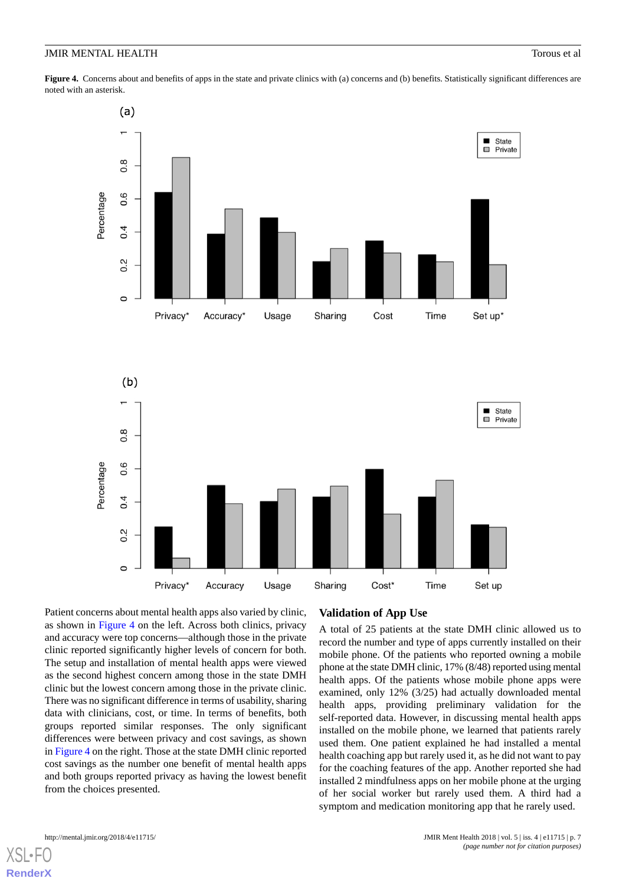**Figure 4.** Concerns about and benefits of apps in the state and private clinics with (a) concerns and (b) benefits. Statistically significant differences are noted with an asterisk.

Patient concerns about mental health apps also varied by clinic, as shown in Figure 4 on the left. Across both clinics, privacy and accuracy were top concerns—although those in the private clinic reported significantly higher levels of concern for both. The setup and installation of mental health apps were viewed as the second highest concern among those in the state DMH clinic but the lowest concern among those in the private clinic. There was no significant difference in terms of usability, sharing data with clinicians, cost, or time. In terms of benefits, both groups reported similar responses. The only significant differences were between privacy and cost savings, as shown in Figure 4 on the right. Those at the state DMH clinic reported cost savings as the number one benefit of mental health apps and both groups reported privacy as having the lowest benefit from the choices presented.

## Validation of App Use

A total of 25 patients at the state DMH clinic allowed us to record the number and type of apps currently installed on their mobile phone. Of the patients who reported owning a mobile phone at the state DMH clinic, 17% (8/48) reported using mental health apps. Of the patients whose mobile phone apps were examined, only 12% (3/25) had actually downloaded mental health apps, providing preliminary validation for the self-reported data. However, in discussing mental health apps installed on the mobile phone, we learned that patients rarely used them. One patient explained he had installed a mental health coaching app but rarely used it, as he did not want to pay for the coaching features of the app. Another reported she had installed 2 mindfulness apps on her mobile phone at the urging of her social worker but rarely used them. A third had a symptom and medication monitoring app that he rarely used.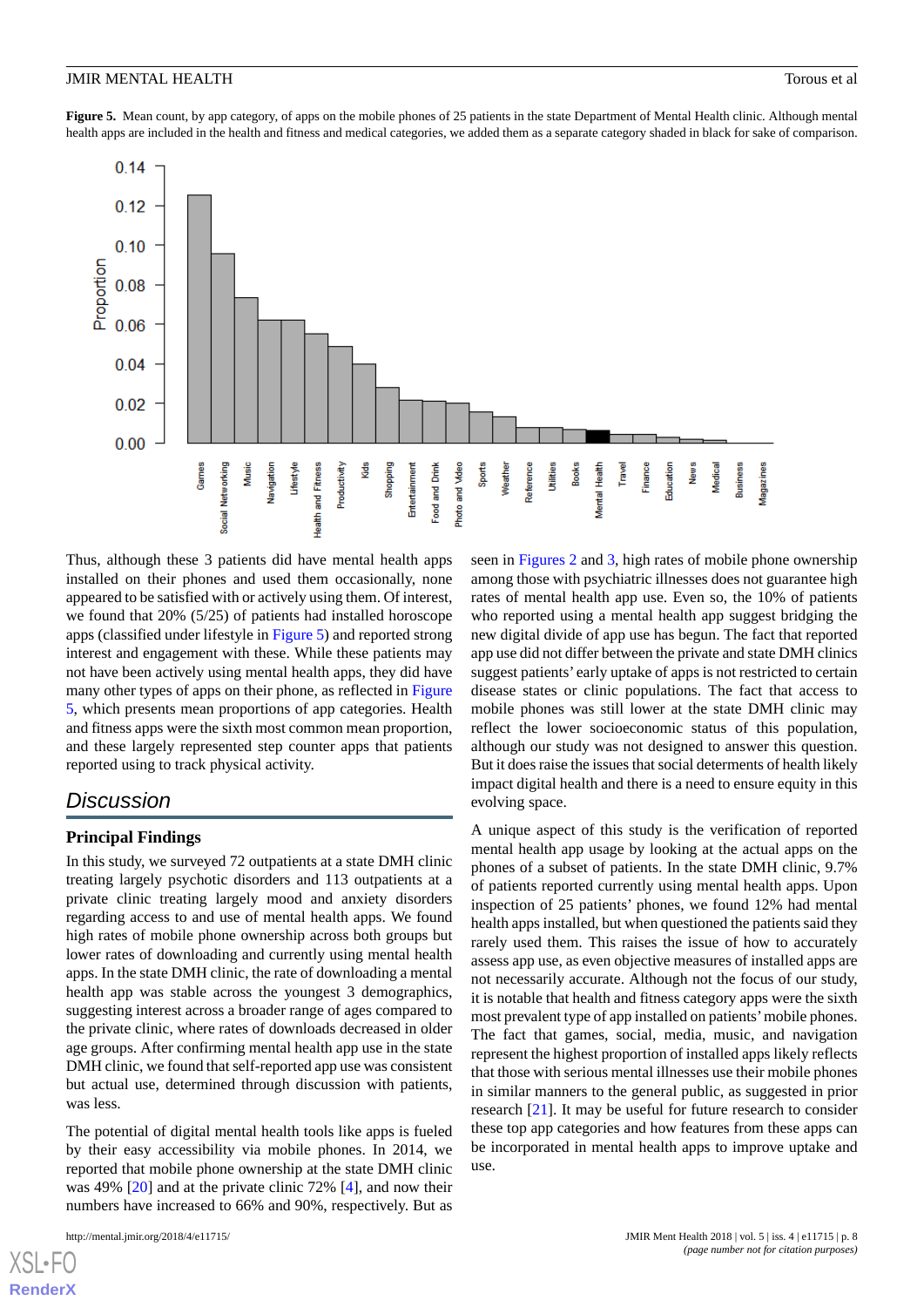**Figure 5.** Mean count, by app category, of apps on the mobile phones of 25 patients in the state Department of Mental Health clinic. Although mental health apps are included in the health and fitness and medical categories, we added them as a separate category shaded in black for sake of comparison.

Thus, although these 3 patients did have mental health apps installed on their phones and used them occasionally, none appeared to be satisfied with or actively using them. Of interest, we found that 20% (5/25) of patients had installed horoscope apps (classified under lifestyle in Figure 5) and reported strong interest and engagement with these. While these patients may not have been actively using mental health apps, they did have many other types of apps on their phone, as reflected in Figure 5, which presents mean proportions of app categories. Health and fitness apps were the sixth most common mean proportion, and these largely represented step counter apps that patients reported using to track physical activity.

## Discussion

### Principal Findings

In this study, we surveyed 72 outpatients at a state DMH clinic treating largely psychotic disorders and 113 outpatients at a private clinic treating largely mood and anxiety disorders regarding access to and use of mental health apps. We found high rates of mobile phone ownership across both groups but lower rates of downloading and currently using mental health apps. In the state DMH clinic, the rate of downloading a mental health app was stable across the youngest 3 demographics, suggesting interest across a broader range of ages compared to the private clinic, where rates of downloads decreased in older age groups. After confirming mental health app use in the state DMH clinic, we found that self-reported app use was consistent but actual use, determined through discussion with patients, was less.

The potential of digital mental health tools like apps is fueled by their easy accessibility via mobile phones. In 2014, we reported that mobile phone ownership at the state DMH clinic was 49% [20] and at the private clinic 72% [4], and now their numbers have increased to 66% and 90%, respectively. But as seen in Figures 2 and 3, high rates of mobile phone ownership among those with psychiatric illnesses does not guarantee high rates of mental health app use. Even so, the 10% of patients who reported using a mental health app suggest bridging the new digital divide of app use has begun. The fact that reported app use did not differ between the private and state DMH clinics suggest patients' early uptake of apps is not restricted to certain disease states or clinic populations. The fact that access to mobile phones was still lower at the state DMH clinic may reflect the lower socioeconomic status of this population, although our study was not designed to answer this question. But it does raise the issues that social determents of health likely impact digital health and there is a need to ensure equity in this evolving space.

A unique aspect of this study is the verification of reported mental health app usage by looking at the actual apps on the phones of a subset of patients. In the state DMH clinic, 9.7% of patients reported currently using mental health apps. Upon inspection of 25 patients' phones, we found 12% had mental health apps installed, but when questioned the patients said they rarely used them. This raises the issue of how to accurately assess app use, as even objective measures of installed apps are not necessarily accurate. Although not the focus of our study, it is notable that health and fitness category apps were the sixth most prevalent type of app installed on patients' mobile phones. The fact that games, social, media, music, and navigation represent the highest proportion of installed apps likely reflects that those with serious mental illnesses use their mobile phones in similar manners to the general public, as suggested in prior research [21]. It may be useful for future research to consider these top app categories and how features from these apps can be incorporated in mental health apps to improve uptake and use.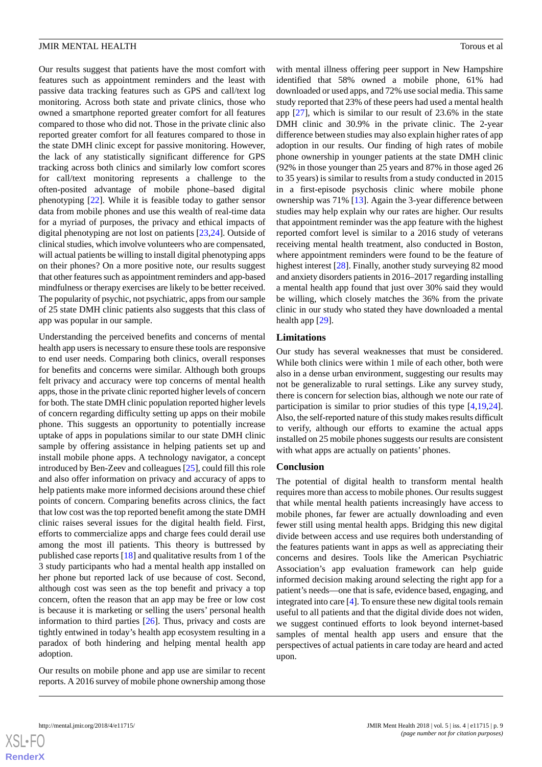Our results suggest that patients have the most comfort with features such as appointment reminders and the least with passive data tracking features such as GPS and call/text log monitoring. Across both state and private clinics, those who owned a smartphone reported greater comfort for all features compared to those who did not. Those in the private clinic also reported greater comfort for all features compared to those in the state DMH clinic except for passive monitoring. However, the lack of any statistically significant difference for GPS tracking across both clinics and similarly low comfort scores for call/text monitoring represents a challenge to the often-posited advantage of mobile phone–based digital phenotyping [22]. While it is feasible today to gather sensor data from mobile phones and use this wealth of real-time data for a myriad of purposes, the privacy and ethical impacts of digital phenotyping are not lost on patients [23,24]. Outside of clinical studies, which involve volunteers who are compensated, will actual patients be willing to install digital phenotyping apps on their phones? On a more positive note, our results suggest that other features such as appointment reminders and app-based mindfulness or therapy exercises are likely to be better received. The popularity of psychic, not psychiatric, apps from our sample of 25 state DMH clinic patients also suggests that this class of app was popular in our sample.

Understanding the perceived benefits and concerns of mental health app users is necessary to ensure these tools are responsive to end user needs. Comparing both clinics, overall responses for benefits and concerns were similar. Although both groups felt privacy and accuracy were top concerns of mental health apps, those in the private clinic reported higher levels of concern for both. The state DMH clinic population reported higher levels of concern regarding difficulty setting up apps on their mobile phone. This suggests an opportunity to potentially increase uptake of apps in populations similar to our state DMH clinic sample by offering assistance in helping patients set up and install mobile phone apps. A technology navigator, a concept introduced by Ben-Zeev and colleagues [25], could fill this role and also offer information on privacy and accuracy of apps to help patients make more informed decisions around these chief points of concern. Comparing benefits across clinics, the fact that low cost was the top reported benefit among the state DMH clinic raises several issues for the digital health field. First, efforts to commercialize apps and charge fees could derail use among the most ill patients. This theory is buttressed by published case reports [18] and qualitative results from 1 of the 3 study participants who had a mental health app installed on her phone but reported lack of use because of cost. Second, although cost was seen as the top benefit and privacy a top concern, often the reason that an app may be free or low cost is because it is marketing or selling the users' personal health information to third parties [26]. Thus, privacy and costs are tightly entwined in today's health app ecosystem resulting in a paradox of both hindering and helping mental health app adoption.

Our results on mobile phone and app use are similar to recent reports. A 2016 survey of mobile phone ownership among those with mental illness offering peer support in New Hampshire identified that 58% owned a mobile phone, 61% had downloaded or used apps, and 72% use social media. This same study reported that 23% of these peers had used a mental health app [27], which is similar to our result of 23.6% in the state DMH clinic and 30.9% in the private clinic. The 2-year difference between studies may also explain higher rates of app adoption in our results. Our finding of high rates of mobile phone ownership in younger patients at the state DMH clinic (92% in those younger than 25 years and 87% in those aged 26 to 35 years) is similar to results from a study conducted in 2015 in a first-episode psychosis clinic where mobile phone ownership was 71% [13]. Again the 3-year difference between studies may help explain why our rates are higher. Our results that appointment reminder was the app feature with the highest reported comfort level is similar to a 2016 study of veterans receiving mental health treatment, also conducted in Boston, where appointment reminders were found to be the feature of highest interest [28]. Finally, another study surveying 82 mood and anxiety disorders patients in 2016–2017 regarding installing a mental health app found that just over 30% said they would be willing, which closely matches the 36% from the private clinic in our study who stated they have downloaded a mental health app [29].

## Limitations

Our study has several weaknesses that must be considered. While both clinics were within 1 mile of each other, both were also in a dense urban environment, suggesting our results may not be generalizable to rural settings. Like any survey study, there is concern for selection bias, although we note our rate of participation is similar to prior studies of this type [4,19,24]. Also, the self-reported nature of this study makes results difficult to verify, although our efforts to examine the actual apps installed on 25 mobile phones suggests our results are consistent with what apps are actually on patients' phones.

## Conclusion

The potential of digital health to transform mental health requires more than access to mobile phones. Our results suggest that while mental health patients increasingly have access to mobile phones, far fewer are actually downloading and even fewer still using mental health apps. Bridging this new digital divide between access and use requires both understanding of the features patients want in apps as well as appreciating their concerns and desires. Tools like the American Psychiatric Association's app evaluation framework can help guide informed decision making around selecting the right app for a patient's needs—one that is safe, evidence based, engaging, and integrated into care [4]. To ensure these new digital tools remain useful to all patients and that the digital divide does not widen, we suggest continued efforts to look beyond internet-based samples of mental health app users and ensure that the perspectives of actual patients in care today are heard and acted upon.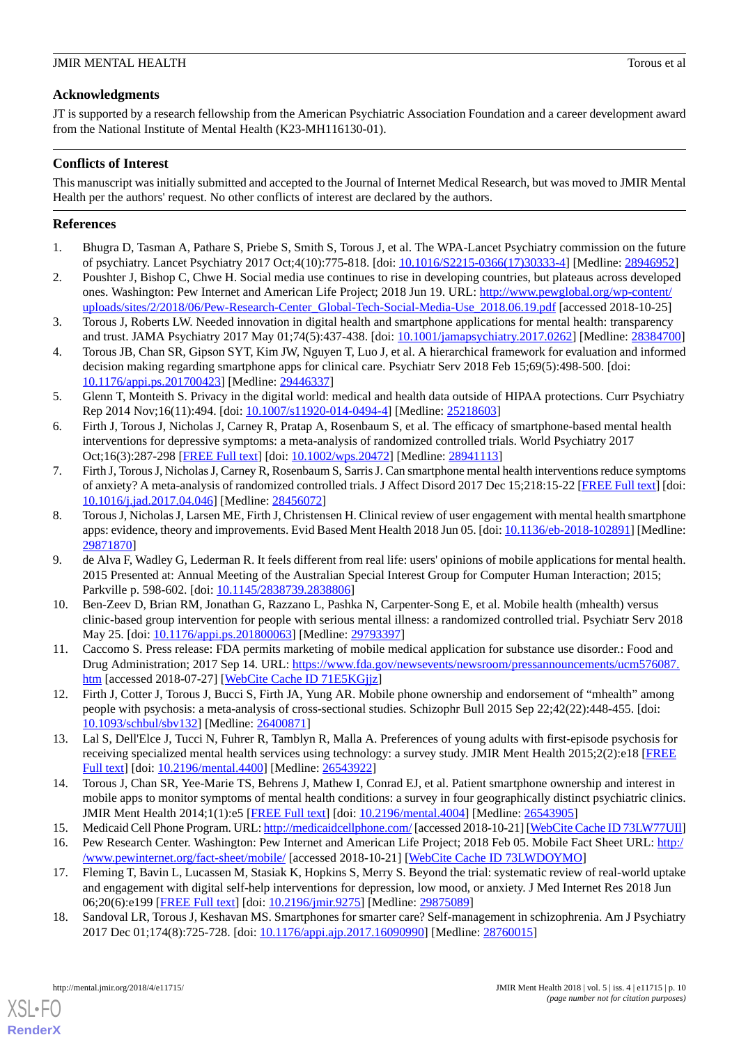## Acknowledgments

JT is supported by a research fellowship from the American Psychiatric Association Foundation and a career development award from the National Institute of Mental Health (K23-MH116130-01).

## Conflicts of Interest

This manuscript was initially submitted and accepted to the Journal of Internet Medical Research, but was moved to JMIR Mental Health per the authors' request. No other conflicts of interest are declared by the authors.

## References

1. Bhugra D, Tasman A, Pathare S, Priebe S, Smith S, Torous J, et al. The WPA-Lancet Psychiatry commission on the future of psychiatry. Lancet Psychiatry 2017 Oct;4(10):775-818. [doi: 10.1016/S2215-0366(17)30333-4] [Medline: 28946952]
2. Poushter J, Bishop C, Chwe H. Social media use continues to rise in developing countries, but plateaus across developed ones. Washington: Pew Internet and American Life Project; 2018 Jun 19. URL: http://www.pewglobal.org/wp-content/uploads/sites/2/2018/06/Pew-Research-Center_Global-Tech-Social-Media-Use_2018.06.19.pdf [accessed 2018-10-25]
3. Torous J, Roberts LW. Needed innovation in digital health and smartphone applications for mental health: transparency and trust. JAMA Psychiatry 2017 May 01;74(5):437-438. [doi: 10.1001/jamapsychiatry.2017.0262] [Medline: 28384700]
4. Torous JB, Chan SR, Gipson SYT, Kim JW, Nguyen T, Luo J, et al. A hierarchical framework for evaluation and informed decision making regarding smartphone apps for clinical care. Psychiatr Serv 2018 Feb 15;69(5):498-500. [doi: 10.1176/appi.ps.201700423] [Medline: 29446337]
5. Glenn T, Monteith S. Privacy in the digital world: medical and health data outside of HIPAA protections. Curr Psychiatry Rep 2014 Nov;16(11):494. [doi: 10.1007/s11920-014-0494-4] [Medline: 25218603]
6. Firth J, Torous J, Nicholas J, Carney R, Pratap A, Rosenbaum S, et al. The efficacy of smartphone-based mental health interventions for depressive symptoms: a meta-analysis of randomized controlled trials. World Psychiatry 2017 Oct;16(3):287-298 [FREE Full text] [doi: 10.1002/wps.20472] [Medline: 28941113]
7. Firth J, Torous J, Nicholas J, Carney R, Rosenbaum S, Sarris J. Can smartphone mental health interventions reduce symptoms of anxiety? A meta-analysis of randomized controlled trials. J Affect Disord 2017 Dec 15;218:15-22 [FREE Full text] [doi: 10.1016/j.jad.2017.04.046] [Medline: 28456072]
8. Torous J, Nicholas J, Larsen ME, Firth J, Christensen H. Clinical review of user engagement with mental health smartphone apps: evidence, theory and improvements. Evid Based Ment Health 2018 Jun 05. [doi: 10.1136/eb-2018-102891] [Medline: 29871870]
9. de Alva F, Wadley G, Lederman R. It feels different from real life: users' opinions of mobile applications for mental health. 2015 Presented at: Annual Meeting of the Australian Special Interest Group for Computer Human Interaction; 2015; Parkville p. 598-602. [doi: 10.1145/2838739.2838806]
10. Ben-Zeev D, Brian RM, Jonathan G, Razzano L, Pashka N, Carpenter-Song E, et al. Mobile health (mhealth) versus clinic-based group intervention for people with serious mental illness: a randomized controlled trial. Psychiatr Serv 2018 May 25. [doi: 10.1176/appi.ps.201800063] [Medline: 29793397]
11. Caccomo S. Press release: FDA permits marketing of mobile medical application for substance use disorder.: Food and Drug Administration; 2017 Sep 14. URL: https://www.fda.gov/newsevents/newsroom/pressannouncements/ucm576087.htm [accessed 2018-07-27] [WebCite Cache ID 71E5KGjjz]
12. Firth J, Cotter J, Torous J, Bucci S, Firth JA, Yung AR. Mobile phone ownership and endorsement of "mhealth" among people with psychosis: a meta-analysis of cross-sectional studies. Schizophr Bull 2015 Sep 22;42(22):448-455. [doi: 10.1093/schbul/sbv132] [Medline: 26400871]
13. Lal S, Dell'Elce J, Tucci N, Fuhrer R, Tamblyn R, Malla A. Preferences of young adults with first-episode psychosis for receiving specialized mental health services using technology: a survey study. JMIR Ment Health 2015;2(2):e18 [FREE Full text] [doi: 10.2196/mental.4400] [Medline: 26543922]
14. Torous J, Chan SR, Yee-Marie TS, Behrens J, Mathew I, Conrad EJ, et al. Patient smartphone ownership and interest in mobile apps to monitor symptoms of mental health conditions: a survey in four geographically distinct psychiatric clinics. JMIR Ment Health 2014;1(1):e5 [FREE Full text] [doi: 10.2196/mental.4004] [Medline: 26543905]
15. Medicaid Cell Phone Program. URL: http://medicaidcellphone.com/ [accessed 2018-10-21] [WebCite Cache ID 73LW77UIl]
16. Pew Research Center. Washington: Pew Internet and American Life Project; 2018 Feb 05. Mobile Fact Sheet URL: http://www.pewinternet.org/fact-sheet/mobile/ [accessed 2018-10-21] [WebCite Cache ID 73LWDOYMO]
17. Fleming T, Bavin L, Lucassen M, Stasiak K, Hopkins S, Merry S. Beyond the trial: systematic review of real-world uptake and engagement with digital self-help interventions for depression, low mood, or anxiety. J Med Internet Res 2018 Jun 06;20(6):e199 [FREE Full text] [doi: 10.2196/jmir.9275] [Medline: 29875089]
18. Sandoval LR, Torous J, Keshavan MS. Smartphones for smarter care? Self-management in schizophrenia. Am J Psychiatry 2017 Dec 01;174(8):725-728. [doi: 10.1176/appi.ajp.2017.16090990] [Medline: 28760015]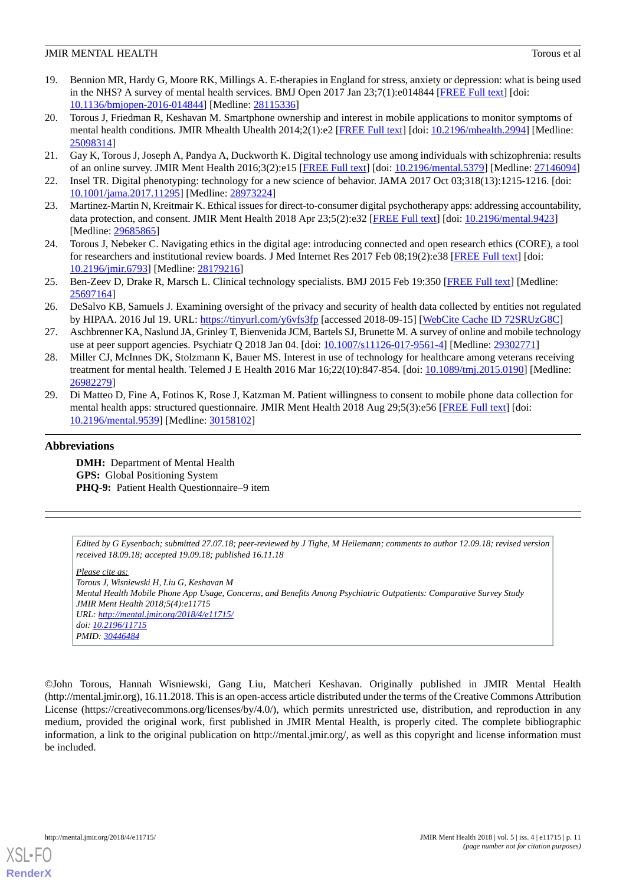19. Bennion MR, Hardy G, Moore RK, Millings A. E-therapies in England for stress, anxiety or depression: what is being used in the NHS? A survey of mental health services. BMJ Open 2017 Jan 23;7(1):e014844 [FREE Full text] [doi: 10.1136/bmjopen-2016-014844] [Medline: 28115336]
20. Torous J, Friedman R, Keshavan M. Smartphone ownership and interest in mobile applications to monitor symptoms of mental health conditions. JMIR Mhealth Uhealth 2014;2(1):e2 [FREE Full text] [doi: 10.2196/mhealth.2994] [Medline: 25098314]
21. Gay K, Torous J, Joseph A, Pandya A, Duckworth K. Digital technology use among individuals with schizophrenia: results of an online survey. JMIR Ment Health 2016;3(2):e15 [FREE Full text] [doi: 10.2196/mental.5379] [Medline: 27146094]
22. Insel TR. Digital phenotyping: technology for a new science of behavior. JAMA 2017 Oct 03;318(13):1215-1216. [doi: 10.1001/jama.2017.11295] [Medline: 28973224]
23. Martinez-Martin N, Kreitmair K. Ethical issues for direct-to-consumer digital psychotherapy apps: addressing accountability, data protection, and consent. JMIR Ment Health 2018 Apr 23;5(2):e32 [FREE Full text] [doi: 10.2196/mental.9423] [Medline: 29685865]
24. Torous J, Nebeker C. Navigating ethics in the digital age: introducing connected and open research ethics (CORE), a tool for researchers and institutional review boards. J Med Internet Res 2017 Feb 08;19(2):e38 [FREE Full text] [doi: 10.2196/jmir.6793] [Medline: 28179216]
25. Ben-Zeev D, Drake R, Marsch L. Clinical technology specialists. BMJ 2015 Feb 19:350 [FREE Full text] [Medline: 25697164]
26. DeSalvo KB, Samuels J. Examining oversight of the privacy and security of health data collected by entities not regulated by HIPAA. 2016 Jul 19. URL: https://tinyurl.com/y6vfs3fp [accessed 2018-09-15] [WebCite Cache ID 72SRUzG8C]
27. Aschbrenner KA, Naslund JA, Grinley T, Bienvenida JCM, Bartels SJ, Brunette M. A survey of online and mobile technology use at peer support agencies. Psychiatr Q 2018 Jan 04. [doi: 10.1007/s11126-017-9561-4] [Medline: 29302771]
28. Miller CJ, McInnes DK, Stolzmann K, Bauer MS. Interest in use of technology for healthcare among veterans receiving treatment for mental health. Telemed J E Health 2016 Mar 16;22(10):847-854. [doi: 10.1089/tmj.2015.0190] [Medline: 26982279]
29. Di Matteo D, Fine A, Fotinos K, Rose J, Katzman M. Patient willingness to consent to mobile phone data collection for mental health apps: structured questionnaire. JMIR Ment Health 2018 Aug 29;5(3):e56 [FREE Full text] [doi: 10.2196/mental.9539] [Medline: 30158102]

## Abbreviations

**DMH:** Department of Mental Health
**GPS:** Global Positioning System
**PHQ-9:** Patient Health Questionnaire–9 item

---

*Edited by G Eysenbach; submitted 27.07.18; peer-reviewed by J Tighe, M Heilemann; comments to author 12.09.18; revised version received 18.09.18; accepted 19.09.18; published 16.11.18*

*Please cite as:*
*Torous J, Wisniewski H, Liu G, Keshavan M*
*Mental Health Mobile Phone App Usage, Concerns, and Benefits Among Psychiatric Outpatients: Comparative Survey Study*
*JMIR Ment Health 2018;5(4):e11715*
*URL: http://mental.jmir.org/2018/4/e11715/*
*doi: 10.2196/11715*
*PMID: 30446484*

©John Torous, Hannah Wisniewski, Gang Liu, Matcheri Keshavan. Originally published in JMIR Mental Health (http://mental.jmir.org), 16.11.2018. This is an open-access article distributed under the terms of the Creative Commons Attribution License (https://creativecommons.org/licenses/by/4.0/), which permits unrestricted use, distribution, and reproduction in any medium, provided the original work, first published in JMIR Mental Health, is properly cited. The complete bibliographic information, a link to the original publication on http://mental.jmir.org/, as well as this copyright and license information must be included.